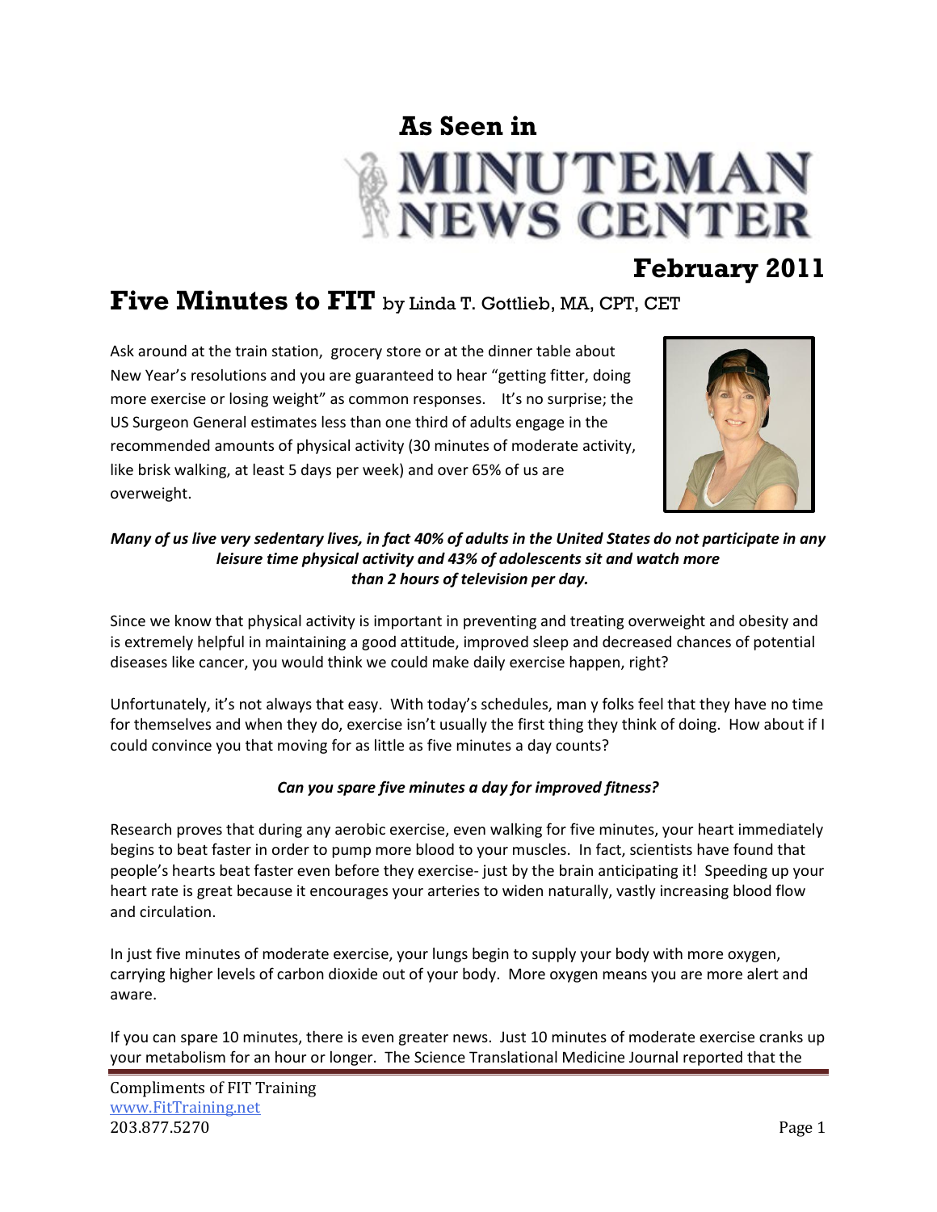**As Seen in**

**MINUTEMAN NEWS CENTER**

**February 2011**

# Five Minutes to FIT by Linda T. Gottlieb, MA, CPT, CET

Ask around at the train station, grocery store or at the dinner table about New Year's resolutions and you are guaranteed to hear "getting fitter, doing more exercise or losing weight" as common responses. It's no surprise; the US Surgeon General estimates less than one third of adults engage in the recommended amounts of physical activity (30 minutes of moderate activity, like brisk walking, at least 5 days per week) and over 65% of us are overweight.

***Many of us live very sedentary lives, in fact 40% of adults in the United States do not participate in any leisure time physical activity and 43% of adolescents sit and watch more than 2 hours of television per day.***

Since we know that physical activity is important in preventing and treating overweight and obesity and is extremely helpful in maintaining a good attitude, improved sleep and decreased chances of potential diseases like cancer, you would think we could make daily exercise happen, right?

Unfortunately, it's not always that easy. With today's schedules, man y folks feel that they have no time for themselves and when they do, exercise isn't usually the first thing they think of doing. How about if I could convince you that moving for as little as five minutes a day counts?

***Can you spare five minutes a day for improved fitness?***

Research proves that during any aerobic exercise, even walking for five minutes, your heart immediately begins to beat faster in order to pump more blood to your muscles. In fact, scientists have found that people's hearts beat faster even before they exercise- just by the brain anticipating it! Speeding up your heart rate is great because it encourages your arteries to widen naturally, vastly increasing blood flow and circulation.

In just five minutes of moderate exercise, your lungs begin to supply your body with more oxygen, carrying higher levels of carbon dioxide out of your body. More oxygen means you are more alert and aware.

If you can spare 10 minutes, there is even greater news. Just 10 minutes of moderate exercise cranks up your metabolism for an hour or longer. The Science Translational Medicine Journal reported that the

Compliments of FIT Training
www.FitTraining.net
203.877.5270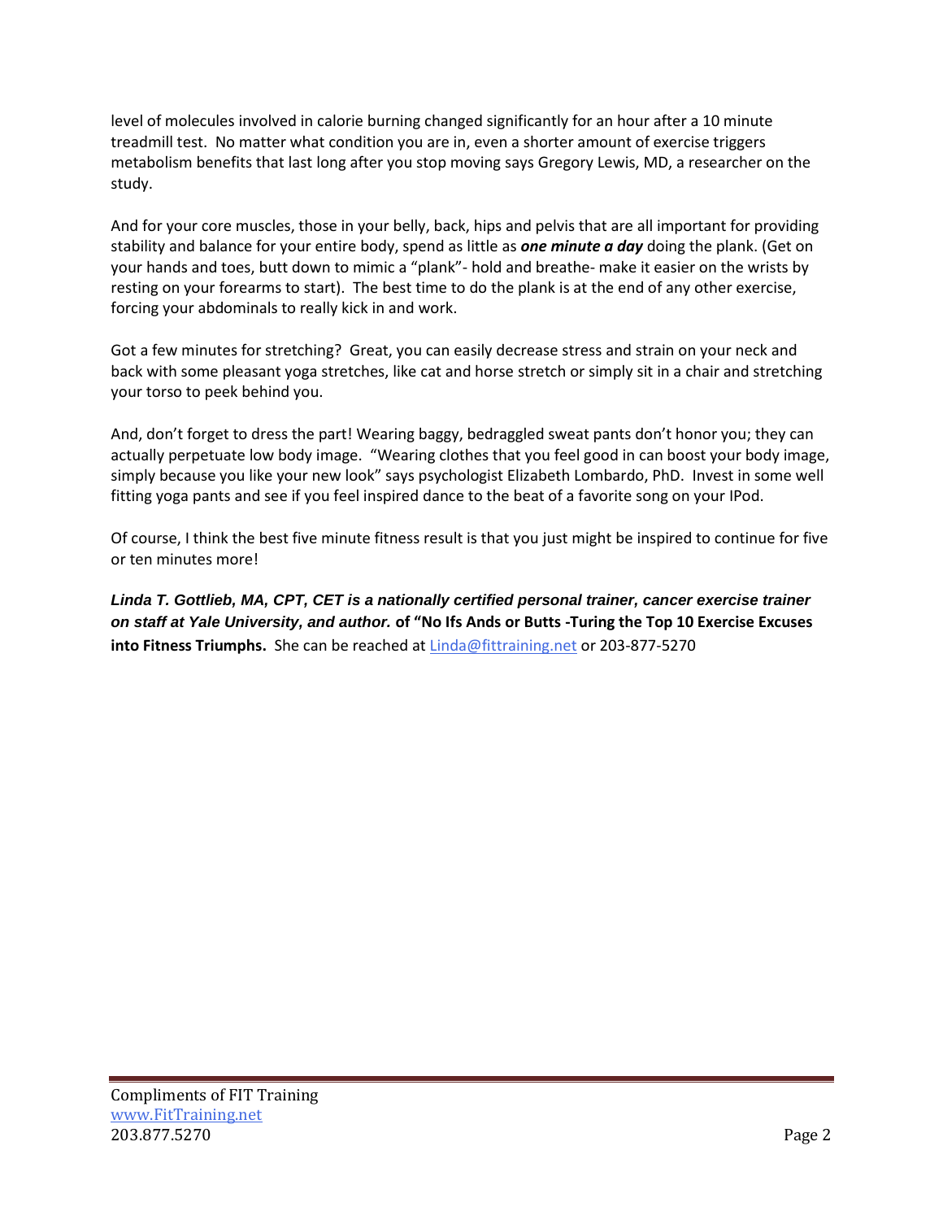level of molecules involved in calorie burning changed significantly for an hour after a 10 minute treadmill test. No matter what condition you are in, even a shorter amount of exercise triggers metabolism benefits that last long after you stop moving says Gregory Lewis, MD, a researcher on the study.

And for your core muscles, those in your belly, back, hips and pelvis that are all important for providing stability and balance for your entire body, spend as little as ***one minute a day*** doing the plank. (Get on your hands and toes, butt down to mimic a "plank"- hold and breathe- make it easier on the wrists by resting on your forearms to start). The best time to do the plank is at the end of any other exercise, forcing your abdominals to really kick in and work.

Got a few minutes for stretching? Great, you can easily decrease stress and strain on your neck and back with some pleasant yoga stretches, like cat and horse stretch or simply sit in a chair and stretching your torso to peek behind you.

And, don't forget to dress the part! Wearing baggy, bedraggled sweat pants don't honor you; they can actually perpetuate low body image. "Wearing clothes that you feel good in can boost your body image, simply because you like your new look" says psychologist Elizabeth Lombardo, PhD. Invest in some well fitting yoga pants and see if you feel inspired dance to the beat of a favorite song on your IPod.

Of course, I think the best five minute fitness result is that you just might be inspired to continue for five or ten minutes more!

***Linda T. Gottlieb, MA, CPT, CET is a nationally certified personal trainer, cancer exercise trainer on staff at Yale University, and author.*** **of "No Ifs Ands or Butts -Turing the Top 10 Exercise Excuses into Fitness Triumphs.** She can be reached at Linda@fittraining.net or 203-877-5270

Compliments of FIT Training
www.FitTraining.net
203.877.5270